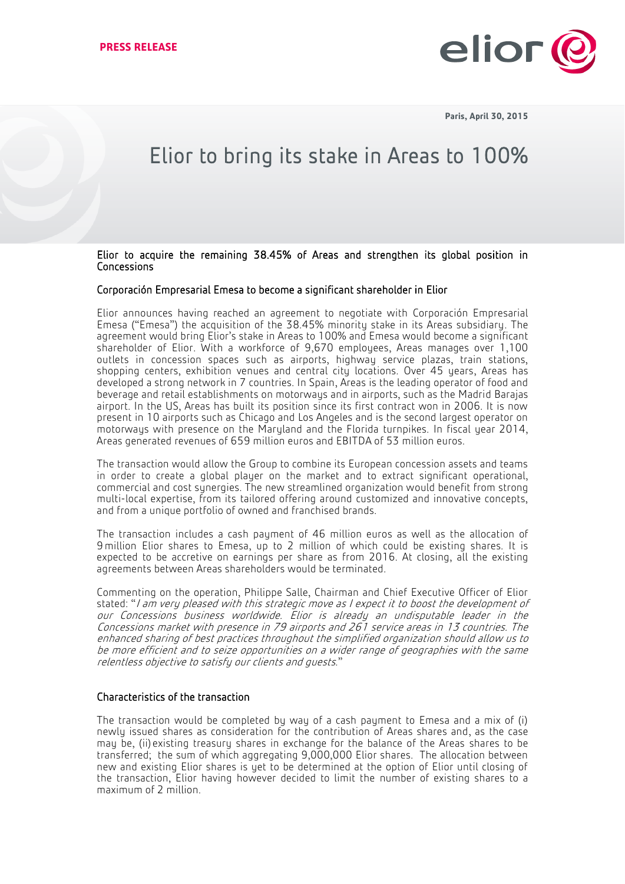**PRESS RELEASE**

Paris, April 30, 2015

# Elior to bring its stake in Areas to 100%

**Elior to acquire the remaining 38.45% of Areas and strengthen its global position in Concessions**

**Corporación Empresarial Emesa to become a significant shareholder in Elior**

Elior announces having reached an agreement to negotiate with Corporación Empresarial Emesa ("Emesa") the acquisition of the 38.45% minority stake in its Areas subsidiary. The agreement would bring Elior's stake in Areas to 100% and Emesa would become a significant shareholder of Elior. With a workforce of 9,670 employees, Areas manages over 1,100 outlets in concession spaces such as airports, highway service plazas, train stations, shopping centers, exhibition venues and central city locations. Over 45 years, Areas has developed a strong network in 7 countries. In Spain, Areas is the leading operator of food and beverage and retail establishments on motorways and in airports, such as the Madrid Barajas airport. In the US, Areas has built its position since its first contract won in 2006. It is now present in 10 airports such as Chicago and Los Angeles and is the second largest operator on motorways with presence on the Maryland and the Florida turnpikes. In fiscal year 2014, Areas generated revenues of 659 million euros and EBITDA of 53 million euros.

The transaction would allow the Group to combine its European concession assets and teams in order to create a global player on the market and to extract significant operational, commercial and cost synergies. The new streamlined organization would benefit from strong multi-local expertise, from its tailored offering around customized and innovative concepts, and from a unique portfolio of owned and franchised brands.

The transaction includes a cash payment of 46 million euros as well as the allocation of 9 million Elior shares to Emesa, up to 2 million of which could be existing shares. It is expected to be accretive on earnings per share as from 2016. At closing, all the existing agreements between Areas shareholders would be terminated.

Commenting on the operation, Philippe Salle, Chairman and Chief Executive Officer of Elior stated: "*I am very pleased with this strategic move as I expect it to boost the development of our Concessions business worldwide. Elior is already an undisputable leader in the Concessions market with presence in 79 airports and 261 service areas in 13 countries. The enhanced sharing of best practices throughout the simplified organization should allow us to be more efficient and to seize opportunities on a wider range of geographies with the same relentless objective to satisfy our clients and guests.*"

**Characteristics of the transaction**

The transaction would be completed by way of a cash payment to Emesa and a mix of (i) newly issued shares as consideration for the contribution of Areas shares and, as the case may be, (ii) existing treasury shares in exchange for the balance of the Areas shares to be transferred; the sum of which aggregating 9,000,000 Elior shares. The allocation between new and existing Elior shares is yet to be determined at the option of Elior until closing of the transaction, Elior having however decided to limit the number of existing shares to a maximum of 2 million.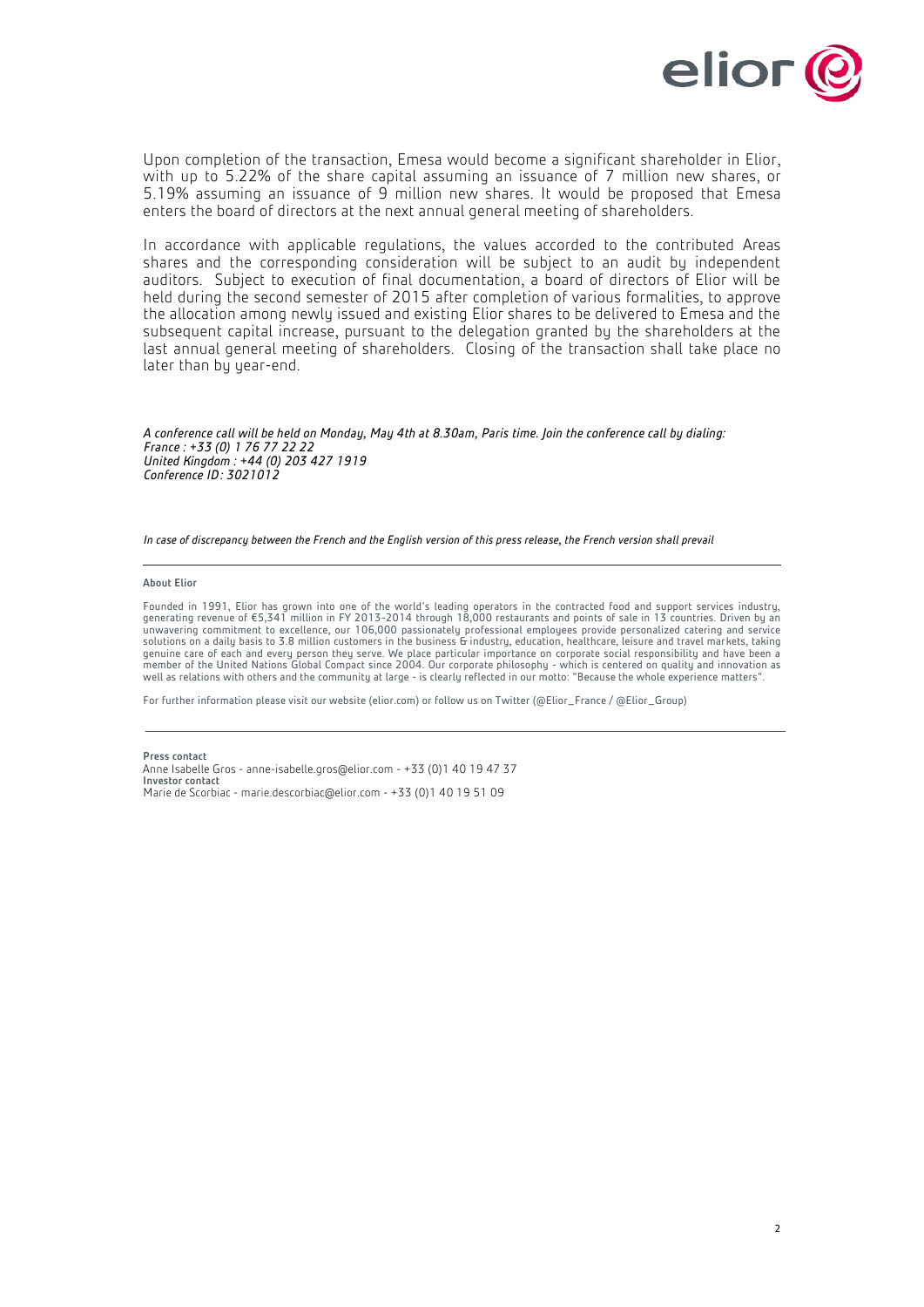Upon completion of the transaction, Emesa would become a significant shareholder in Elior, with up to 5.22% of the share capital assuming an issuance of 7 million new shares, or 5.19% assuming an issuance of 9 million new shares. It would be proposed that Emesa enters the board of directors at the next annual general meeting of shareholders.

In accordance with applicable regulations, the values accorded to the contributed Areas shares and the corresponding consideration will be subject to an audit by independent auditors. Subject to execution of final documentation, a board of directors of Elior will be held during the second semester of 2015 after completion of various formalities, to approve the allocation among newly issued and existing Elior shares to be delivered to Emesa and the subsequent capital increase, pursuant to the delegation granted by the shareholders at the last annual general meeting of shareholders. Closing of the transaction shall take place no later than by year-end.

*A conference call will be held on Monday, May 4th at 8.30am, Paris time. Join the conference call by dialing:*
*France : +33 (0) 1 76 77 22 22*
*United Kingdom : +44 (0) 203 427 1919*
*Conference ID: 3021012*

*In case of discrepancy between the French and the English version of this press release, the French version shall prevail*

---

**About Elior**

Founded in 1991, Elior has grown into one of the world's leading operators in the contracted food and support services industry, generating revenue of €5,341 million in FY 2013-2014 through 18,000 restaurants and points of sale in 13 countries. Driven by an unwavering commitment to excellence, our 106,000 passionately professional employees provide personalized catering and service solutions on a daily basis to 3.8 million customers in the business & industry, education, healthcare, leisure and travel markets, taking genuine care of each and every person they serve. We place particular importance on corporate social responsibility and have been a member of the United Nations Global Compact since 2004. Our corporate philosophy - which is centered on quality and innovation as well as relations with others and the community at large - is clearly reflected in our motto: "Because the whole experience matters".

For further information please visit our website (elior.com) or follow us on Twitter (@Elior_France / @Elior_Group)

---

**Press contact**
Anne Isabelle Gros - anne-isabelle.gros@elior.com - +33 (0)1 40 19 47 37
**Investor contact**
Marie de Scorbiac - marie.descorbiac@elior.com - +33 (0)1 40 19 51 09